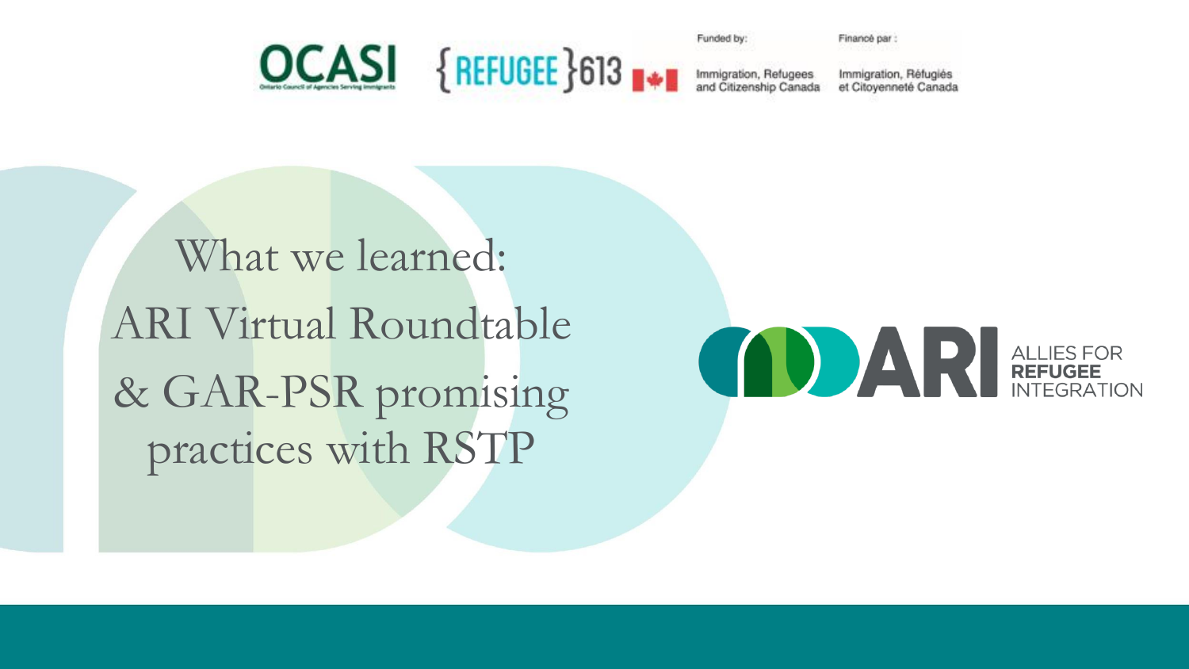OCASI

Ontario Council of Agencies Serving Immigrants

{REFUGEE}613

Funded by:

Immigration, Refugees and Citizenship Canada

Financé par :

Immigration, Réfugiés et Citoyenneté Canada

# What we learned: ARI Virtual Roundtable & GAR-PSR promising practices with RSTP

ARI ALLIES FOR REFUGEE INTEGRATION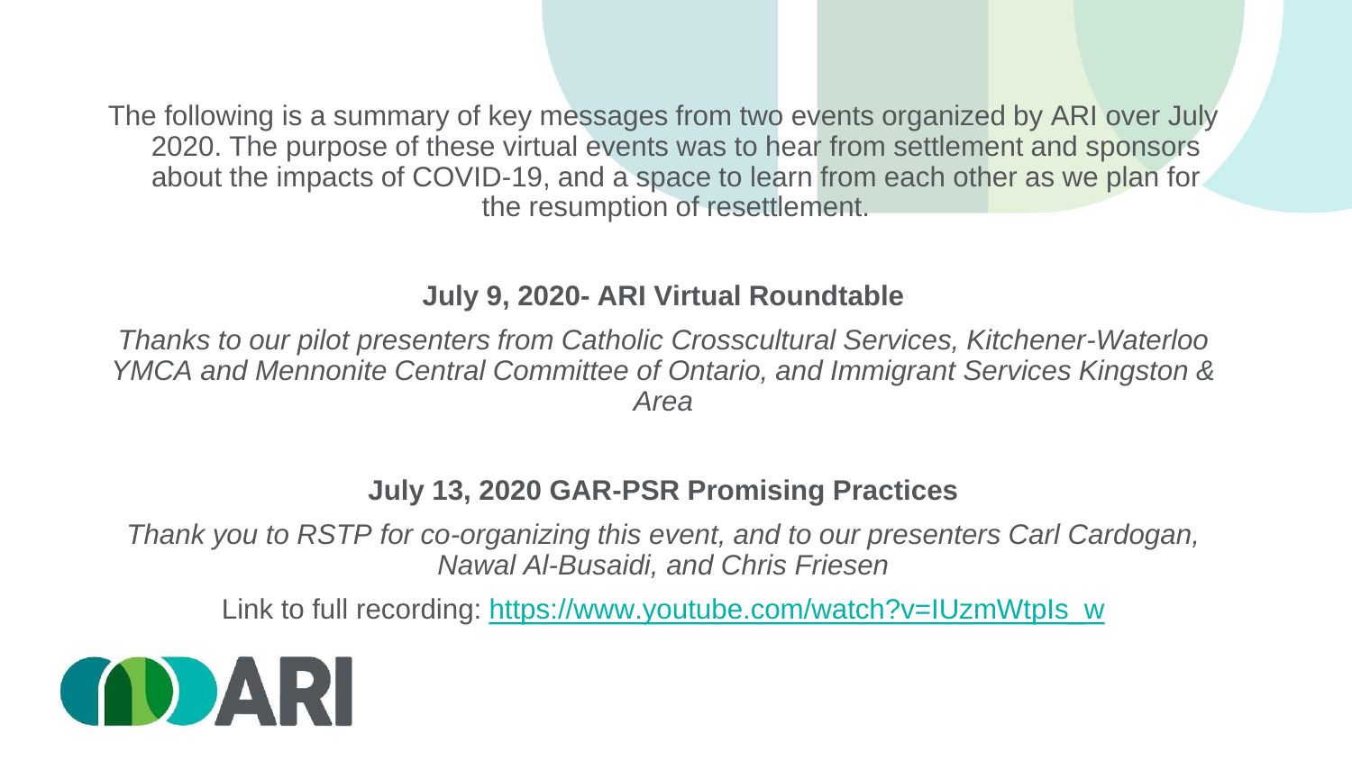The following is a summary of key messages from two events organized by ARI over July 2020. The purpose of these virtual events was to hear from settlement and sponsors about the impacts of COVID-19, and a space to learn from each other as we plan for the resumption of resettlement.

## July 9, 2020- ARI Virtual Roundtable

*Thanks to our pilot presenters from Catholic Crosscultural Services, Kitchener-Waterloo YMCA and Mennonite Central Committee of Ontario, and Immigrant Services Kingston & Area*

## July 13, 2020 GAR-PSR Promising Practices

*Thank you to RSTP for co-organizing this event, and to our presenters Carl Cardogan, Nawal Al-Busaidi, and Chris Friesen*

Link to full recording: [https://www.youtube.com/watch?v=IUzmWtpIs_w](https://www.youtube.com/watch?v=IUzmWtpIs_w)

ARI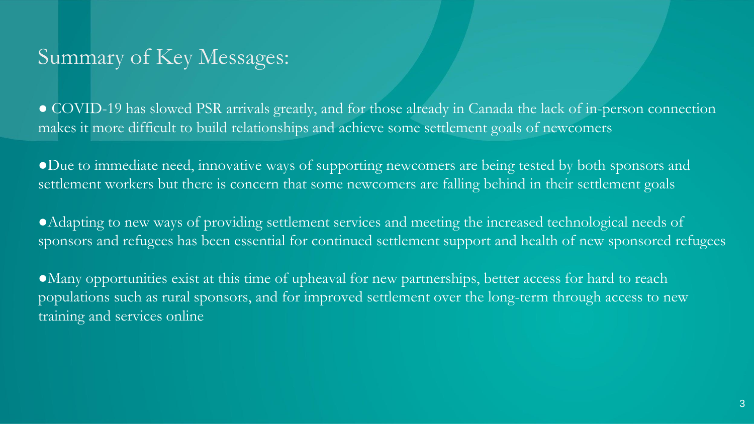# Summary of Key Messages:

- COVID-19 has slowed PSR arrivals greatly, and for those already in Canada the lack of in-person connection makes it more difficult to build relationships and achieve some settlement goals of newcomers

- Due to immediate need, innovative ways of supporting newcomers are being tested by both sponsors and settlement workers but there is concern that some newcomers are falling behind in their settlement goals

- Adapting to new ways of providing settlement services and meeting the increased technological needs of sponsors and refugees has been essential for continued settlement support and health of new sponsored refugees

- Many opportunities exist at this time of upheaval for new partnerships, better access for hard to reach populations such as rural sponsors, and for improved settlement over the long-term through access to new training and services online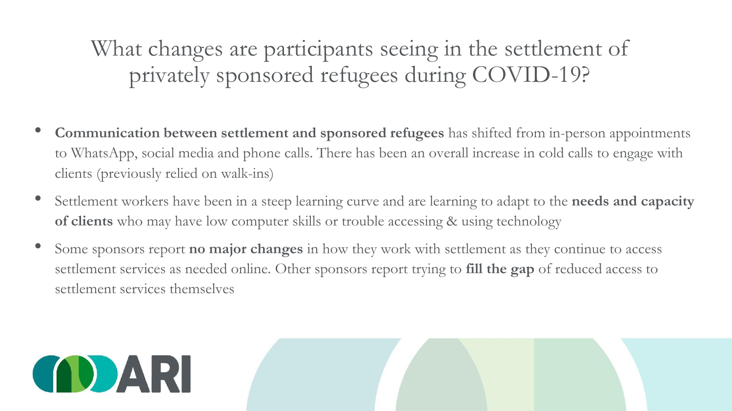# What changes are participants seeing in the settlement of privately sponsored refugees during COVID-19?

- **Communication between settlement and sponsored refugees** has shifted from in-person appointments to WhatsApp, social media and phone calls. There has been an overall increase in cold calls to engage with clients (previously relied on walk-ins)
- Settlement workers have been in a steep learning curve and are learning to adapt to the **needs and capacity of clients** who may have low computer skills or trouble accessing & using technology
- Some sponsors report **no major changes** in how they work with settlement as they continue to access settlement services as needed online. Other sponsors report trying to **fill the gap** of reduced access to settlement services themselves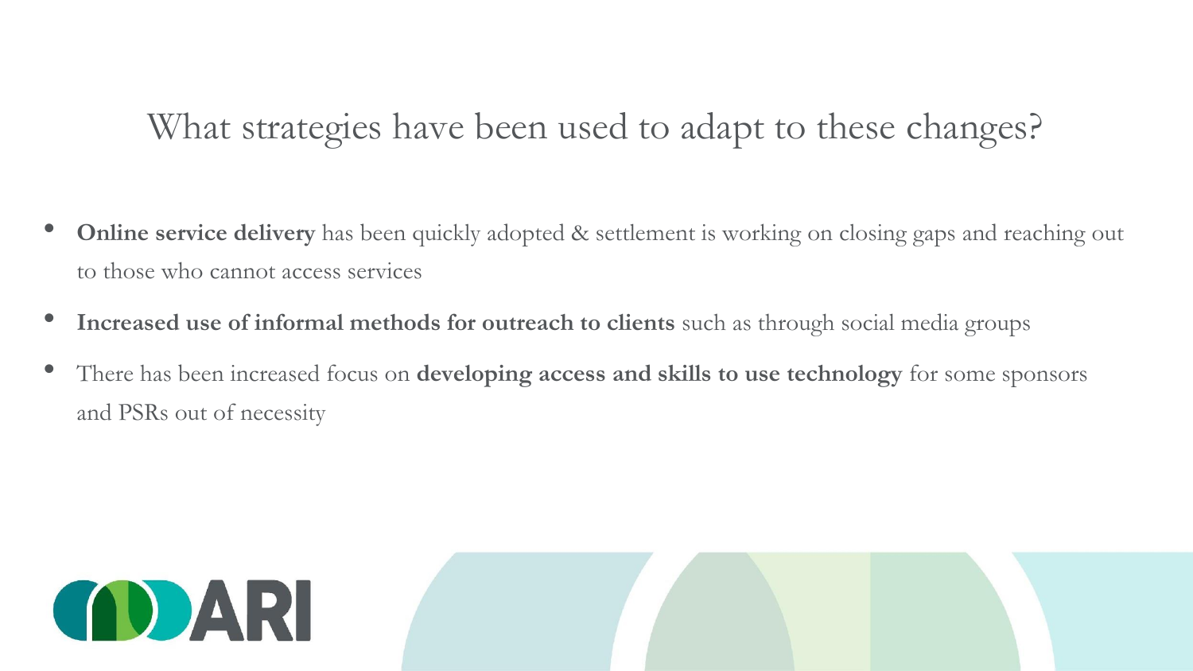# What strategies have been used to adapt to these changes?

- **Online service delivery** has been quickly adopted & settlement is working on closing gaps and reaching out to those who cannot access services
- **Increased use of informal methods for outreach to clients** such as through social media groups
- There has been increased focus on **developing access and skills to use technology** for some sponsors and PSRs out of necessity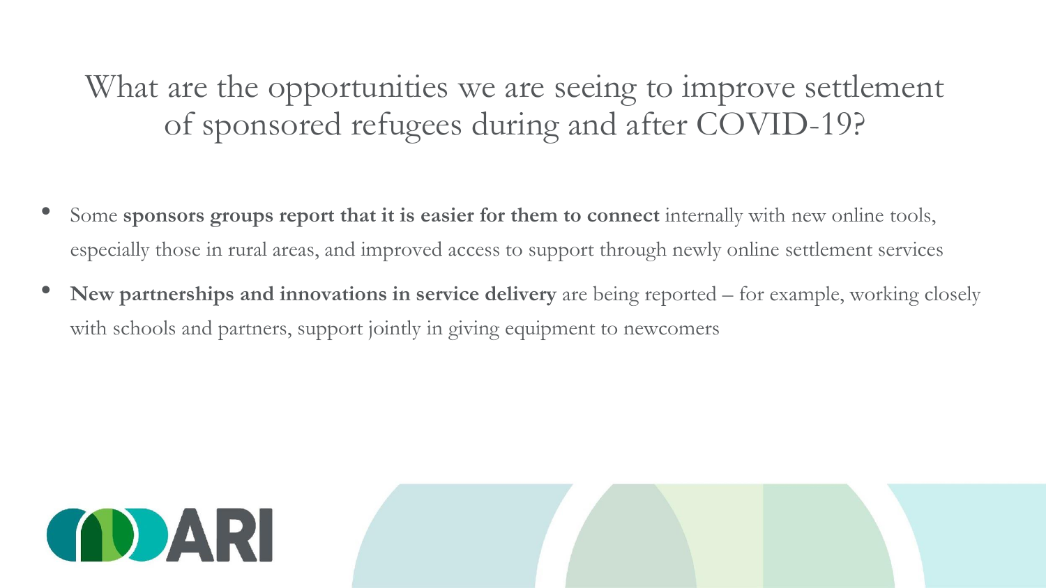# What are the opportunities we are seeing to improve settlement of sponsored refugees during and after COVID-19?

- Some **sponsors groups report that it is easier for them to connect** internally with new online tools, especially those in rural areas, and improved access to support through newly online settlement services
- **New partnerships and innovations in service delivery** are being reported – for example, working closely with schools and partners, support jointly in giving equipment to newcomers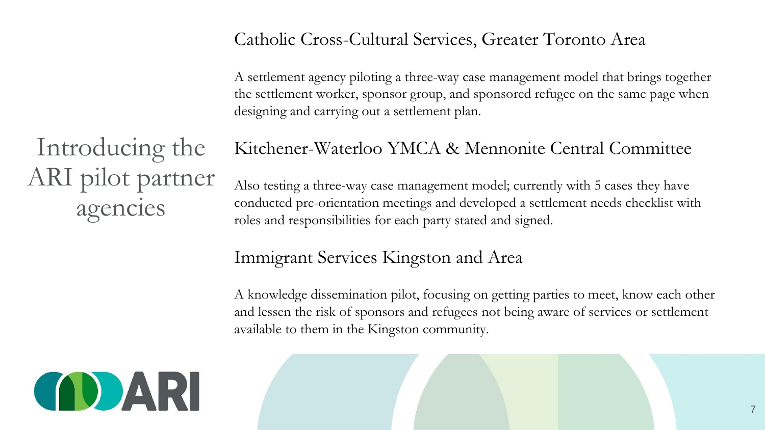# Introducing the ARI pilot partner agencies

## Catholic Cross-Cultural Services, Greater Toronto Area

A settlement agency piloting a three-way case management model that brings together the settlement worker, sponsor group, and sponsored refugee on the same page when designing and carrying out a settlement plan.

## Kitchener-Waterloo YMCA & Mennonite Central Committee

Also testing a three-way case management model; currently with 5 cases they have conducted pre-orientation meetings and developed a settlement needs checklist with roles and responsibilities for each party stated and signed.

## Immigrant Services Kingston and Area

A knowledge dissemination pilot, focusing on getting parties to meet, know each other and lessen the risk of sponsors and refugees not being aware of services or settlement available to them in the Kingston community.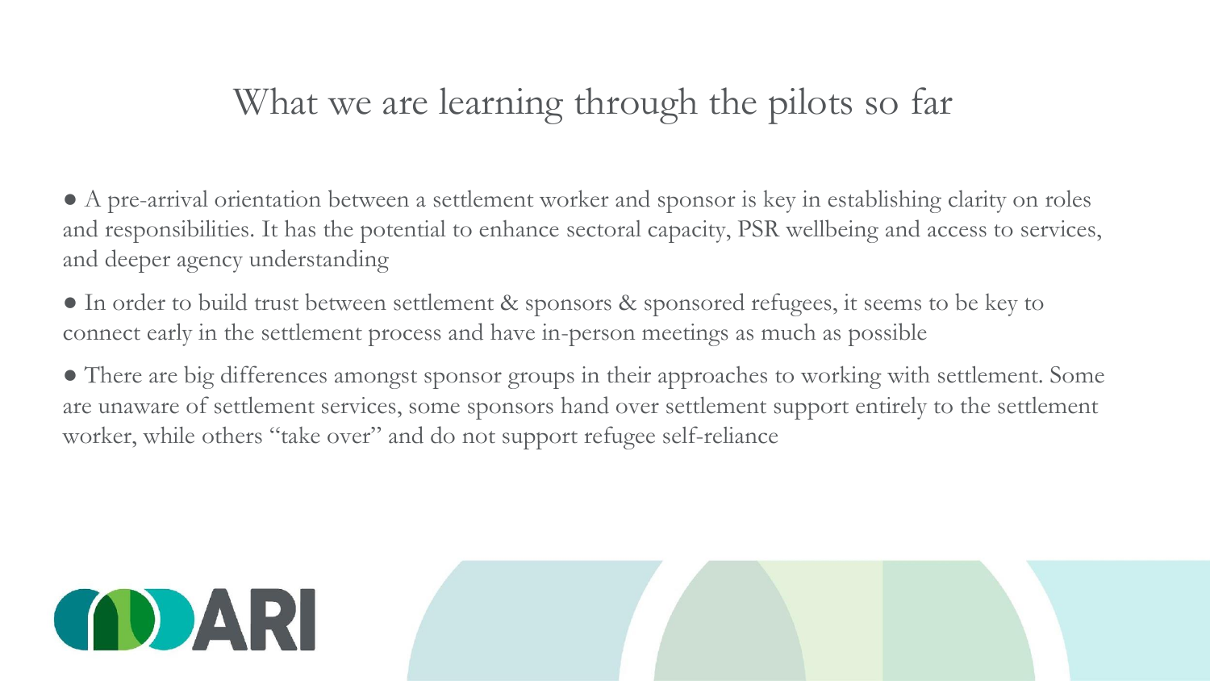# What we are learning through the pilots so far

- A pre-arrival orientation between a settlement worker and sponsor is key in establishing clarity on roles and responsibilities. It has the potential to enhance sectoral capacity, PSR wellbeing and access to services, and deeper agency understanding
- In order to build trust between settlement & sponsors & sponsored refugees, it seems to be key to connect early in the settlement process and have in-person meetings as much as possible
- There are big differences amongst sponsor groups in their approaches to working with settlement. Some are unaware of settlement services, some sponsors hand over settlement support entirely to the settlement worker, while others "take over" and do not support refugee self-reliance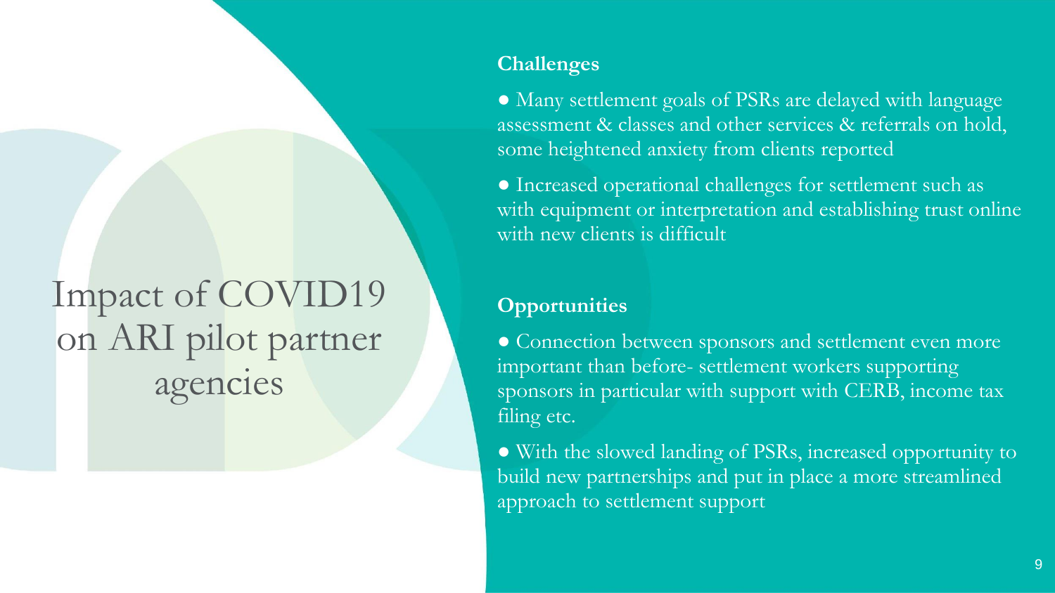# Impact of COVID19 on ARI pilot partner agencies

**Challenges**

- Many settlement goals of PSRs are delayed with language assessment & classes and other services & referrals on hold, some heightened anxiety from clients reported
- Increased operational challenges for settlement such as with equipment or interpretation and establishing trust online with new clients is difficult

**Opportunities**

- Connection between sponsors and settlement even more important than before- settlement workers supporting sponsors in particular with support with CERB, income tax filing etc.
- With the slowed landing of PSRs, increased opportunity to build new partnerships and put in place a more streamlined approach to settlement support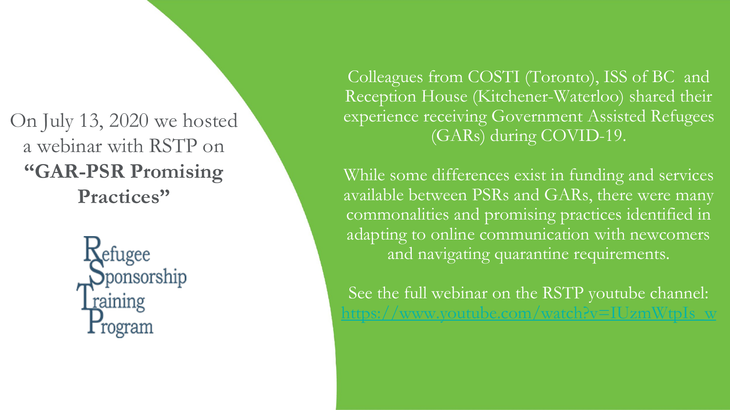On July 13, 2020 we hosted a webinar with RSTP on **"GAR-PSR Promising Practices"**

Refugee Sponsorship Training Program

Colleagues from COSTI (Toronto), ISS of BC and Reception House (Kitchener-Waterloo) shared their experience receiving Government Assisted Refugees (GARs) during COVID-19.

While some differences exist in funding and services available between PSRs and GARs, there were many commonalities and promising practices identified in adapting to online communication with newcomers and navigating quarantine requirements.

See the full webinar on the RSTP youtube channel: https://www.youtube.com/watch?v=IUzmWtpIs_w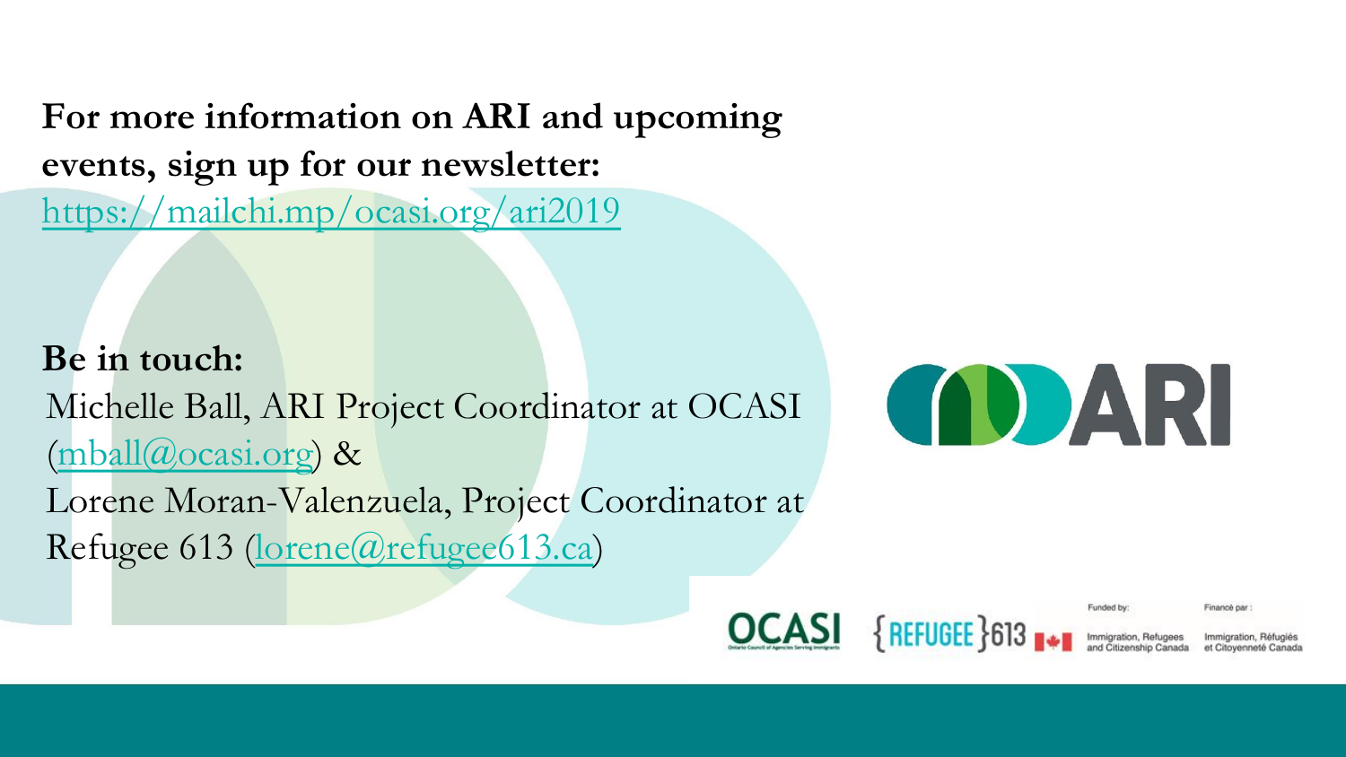**For more information on ARI and upcoming events, sign up for our newsletter:**
https://mailchi.mp/ocasi.org/ari2019

**Be in touch:**

Michelle Ball, ARI Project Coordinator at OCASI (mball@ocasi.org) &
Lorene Moran-Valenzuela, Project Coordinator at Refugee 613 (lorene@refugee613.ca)

ARI

OCASI Ontario Council of Agencies Serving Immigrants

{REFUGEE}613

Funded by: Immigration, Refugees and Citizenship Canada

Financé par : Immigration, Réfugiés et Citoyenneté Canada